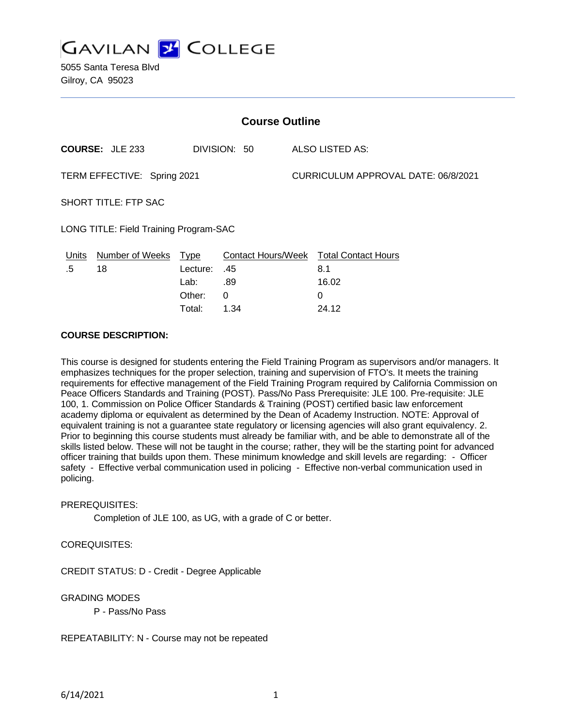# GAVILAN COLLEGE

5055 Santa Teresa Blvd
Gilroy, CA 95023

## Course Outline

**COURSE:** JLE 233 DIVISION: 50 ALSO LISTED AS:

TERM EFFECTIVE: Spring 2021 CURRICULUM APPROVAL DATE: 06/8/2021

SHORT TITLE: FTP SAC

LONG TITLE: Field Training Program-SAC

| Units | Number of Weeks | Type | Contact Hours/Week | Total Contact Hours |
|---|---|---|---|---|
| .5 | 18 | Lecture: | .45 | 8.1 |
| | | Lab: | .89 | 16.02 |
| | | Other: | 0 | 0 |
| | | Total: | 1.34 | 24.12 |

**COURSE DESCRIPTION:**

This course is designed for students entering the Field Training Program as supervisors and/or managers. It emphasizes techniques for the proper selection, training and supervision of FTO's. It meets the training requirements for effective management of the Field Training Program required by California Commission on Peace Officers Standards and Training (POST). Pass/No Pass Prerequisite: JLE 100. Pre-requisite: JLE 100, 1. Commission on Police Officer Standards & Training (POST) certified basic law enforcement academy diploma or equivalent as determined by the Dean of Academy Instruction. NOTE: Approval of equivalent training is not a guarantee state regulatory or licensing agencies will also grant equivalency. 2. Prior to beginning this course students must already be familiar with, and be able to demonstrate all of the skills listed below. These will not be taught in the course; rather, they will be the starting point for advanced officer training that builds upon them. These minimum knowledge and skill levels are regarding: - Officer safety - Effective verbal communication used in policing - Effective non-verbal communication used in policing.

PREREQUISITES:

Completion of JLE 100, as UG, with a grade of C or better.

COREQUISITES:

CREDIT STATUS: D - Credit - Degree Applicable

GRADING MODES

P - Pass/No Pass

REPEATABILITY: N - Course may not be repeated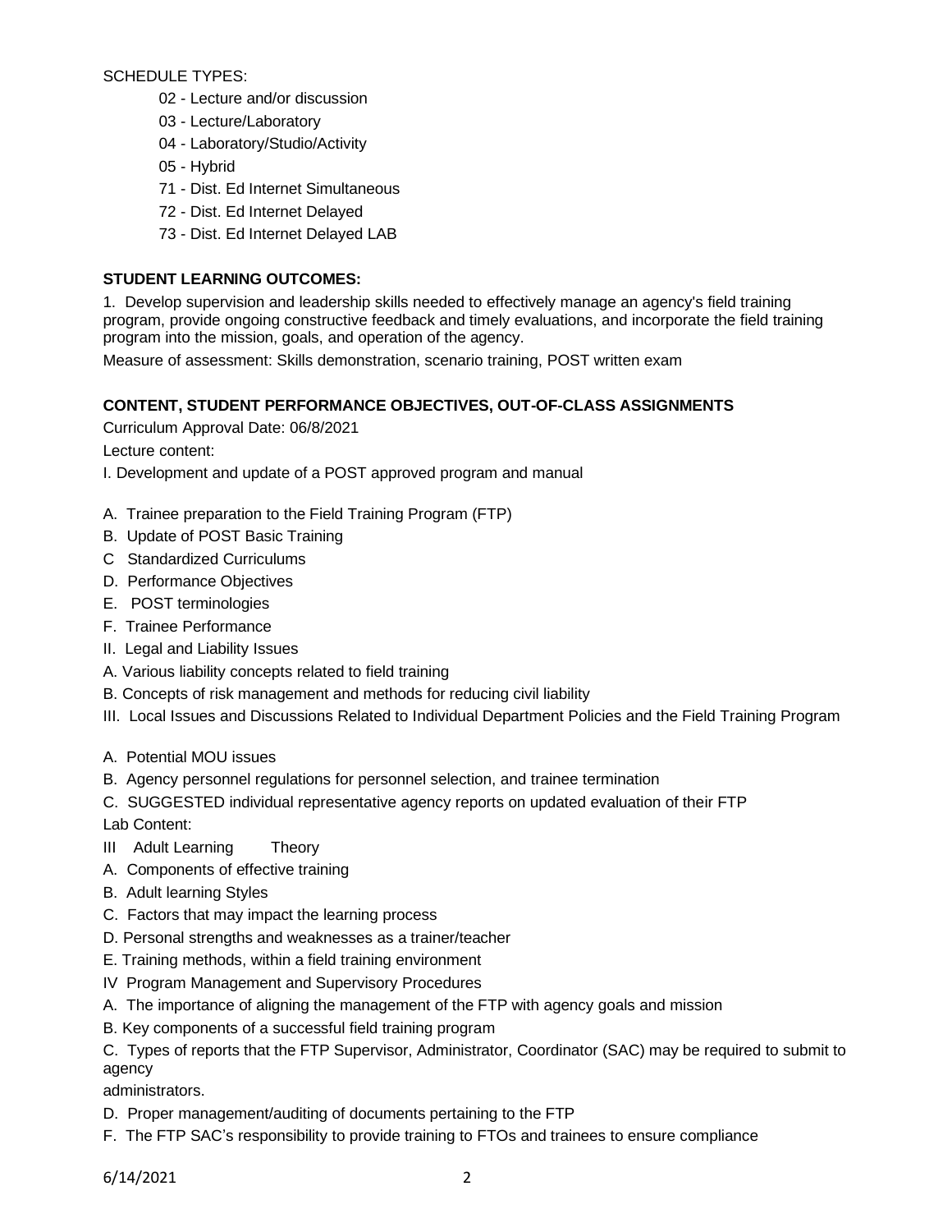SCHEDULE TYPES:

- 02 - Lecture and/or discussion
- 03 - Lecture/Laboratory
- 04 - Laboratory/Studio/Activity
- 05 - Hybrid
- 71 - Dist. Ed Internet Simultaneous
- 72 - Dist. Ed Internet Delayed
- 73 - Dist. Ed Internet Delayed LAB

**STUDENT LEARNING OUTCOMES:**

1. Develop supervision and leadership skills needed to effectively manage an agency's field training program, provide ongoing constructive feedback and timely evaluations, and incorporate the field training program into the mission, goals, and operation of the agency.

Measure of assessment: Skills demonstration, scenario training, POST written exam

**CONTENT, STUDENT PERFORMANCE OBJECTIVES, OUT-OF-CLASS ASSIGNMENTS**

Curriculum Approval Date: 06/8/2021

Lecture content:

I. Development and update of a POST approved program and manual

A. Trainee preparation to the Field Training Program (FTP)

B. Update of POST Basic Training

C Standardized Curriculums

D. Performance Objectives

E. POST terminologies

F. Trainee Performance

II. Legal and Liability Issues

A. Various liability concepts related to field training

B. Concepts of risk management and methods for reducing civil liability

III. Local Issues and Discussions Related to Individual Department Policies and the Field Training Program

A. Potential MOU issues

B. Agency personnel regulations for personnel selection, and trainee termination

C. SUGGESTED individual representative agency reports on updated evaluation of their FTP

Lab Content:

III Adult Learning Theory

A. Components of effective training

B. Adult learning Styles

C. Factors that may impact the learning process

D. Personal strengths and weaknesses as a trainer/teacher

E. Training methods, within a field training environment

IV Program Management and Supervisory Procedures

A. The importance of aligning the management of the FTP with agency goals and mission

B. Key components of a successful field training program

C. Types of reports that the FTP Supervisor, Administrator, Coordinator (SAC) may be required to submit to agency administrators.

D. Proper management/auditing of documents pertaining to the FTP

F. The FTP SAC's responsibility to provide training to FTOs and trainees to ensure compliance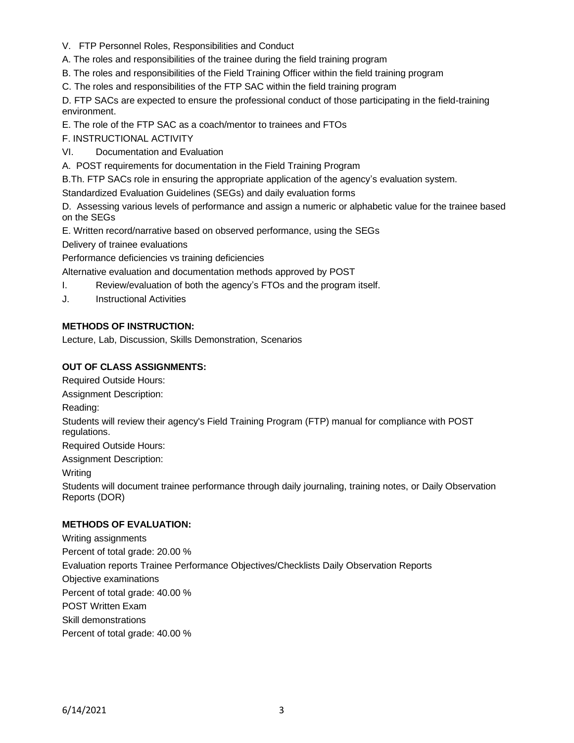V. FTP Personnel Roles, Responsibilities and Conduct

A. The roles and responsibilities of the trainee during the field training program

B. The roles and responsibilities of the Field Training Officer within the field training program

C. The roles and responsibilities of the FTP SAC within the field training program

D. FTP SACs are expected to ensure the professional conduct of those participating in the field-training environment.

E. The role of the FTP SAC as a coach/mentor to trainees and FTOs

F. INSTRUCTIONAL ACTIVITY

VI. Documentation and Evaluation

A. POST requirements for documentation in the Field Training Program

B.Th. FTP SACs role in ensuring the appropriate application of the agency's evaluation system.

Standardized Evaluation Guidelines (SEGs) and daily evaluation forms

D. Assessing various levels of performance and assign a numeric or alphabetic value for the trainee based on the SEGs

E. Written record/narrative based on observed performance, using the SEGs

Delivery of trainee evaluations

Performance deficiencies vs training deficiencies

Alternative evaluation and documentation methods approved by POST

I. Review/evaluation of both the agency's FTOs and the program itself.

J. Instructional Activities

**METHODS OF INSTRUCTION:**

Lecture, Lab, Discussion, Skills Demonstration, Scenarios

**OUT OF CLASS ASSIGNMENTS:**

Required Outside Hours:

Assignment Description:

Reading:

Students will review their agency's Field Training Program (FTP) manual for compliance with POST regulations.

Required Outside Hours:

Assignment Description:

Writing

Students will document trainee performance through daily journaling, training notes, or Daily Observation Reports (DOR)

**METHODS OF EVALUATION:**

Writing assignments

Percent of total grade: 20.00 %

Evaluation reports Trainee Performance Objectives/Checklists Daily Observation Reports

Objective examinations

Percent of total grade: 40.00 %

POST Written Exam

Skill demonstrations

Percent of total grade: 40.00 %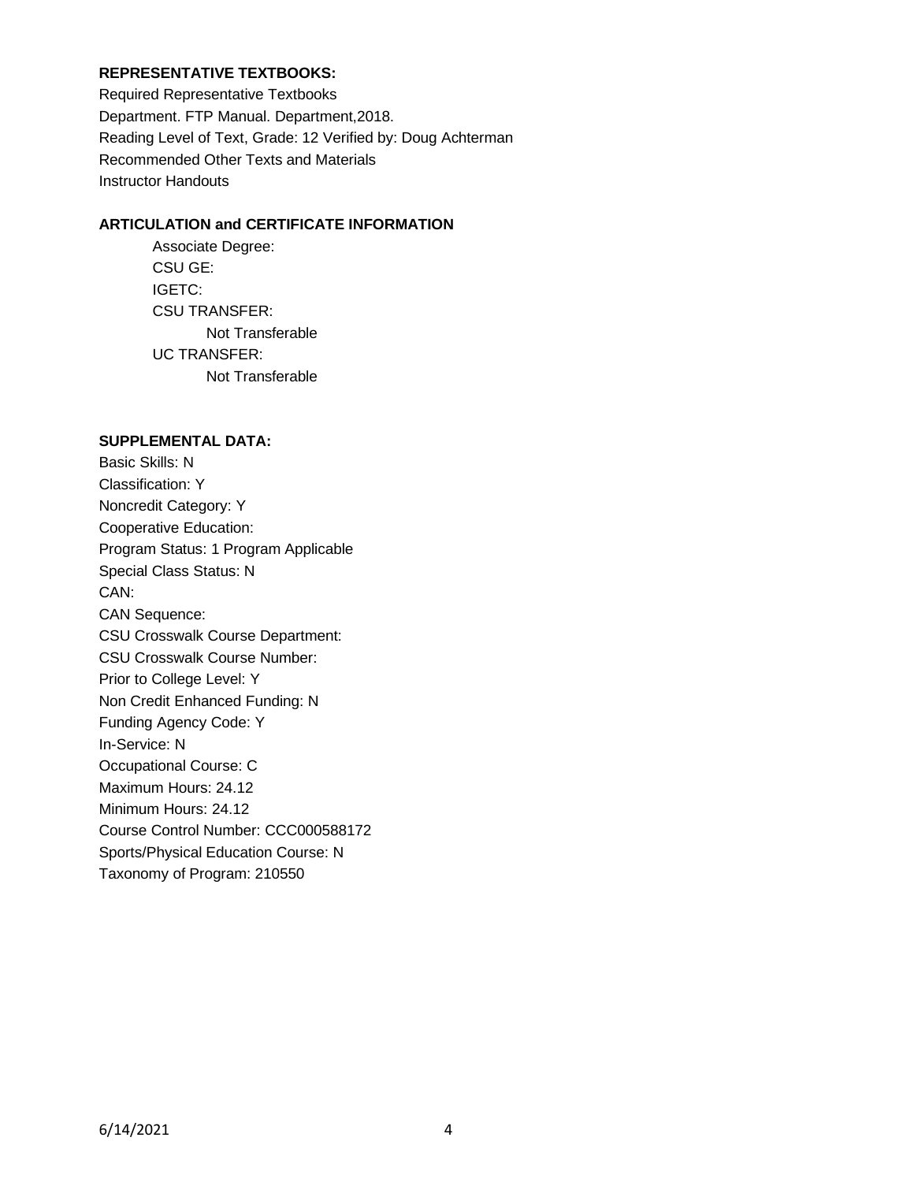**REPRESENTATIVE TEXTBOOKS:**

Required Representative Textbooks
Department. FTP Manual. Department,2018.
Reading Level of Text, Grade: 12 Verified by: Doug Achterman
Recommended Other Texts and Materials
Instructor Handouts

**ARTICULATION and CERTIFICATE INFORMATION**

Associate Degree:
CSU GE:
IGETC:
CSU TRANSFER:
    Not Transferable
UC TRANSFER:
    Not Transferable

**SUPPLEMENTAL DATA:**

Basic Skills: N
Classification: Y
Noncredit Category: Y
Cooperative Education:
Program Status: 1 Program Applicable
Special Class Status: N
CAN:
CAN Sequence:
CSU Crosswalk Course Department:
CSU Crosswalk Course Number:
Prior to College Level: Y
Non Credit Enhanced Funding: N
Funding Agency Code: Y
In-Service: N
Occupational Course: C
Maximum Hours: 24.12
Minimum Hours: 24.12
Course Control Number: CCC000588172
Sports/Physical Education Course: N
Taxonomy of Program: 210550